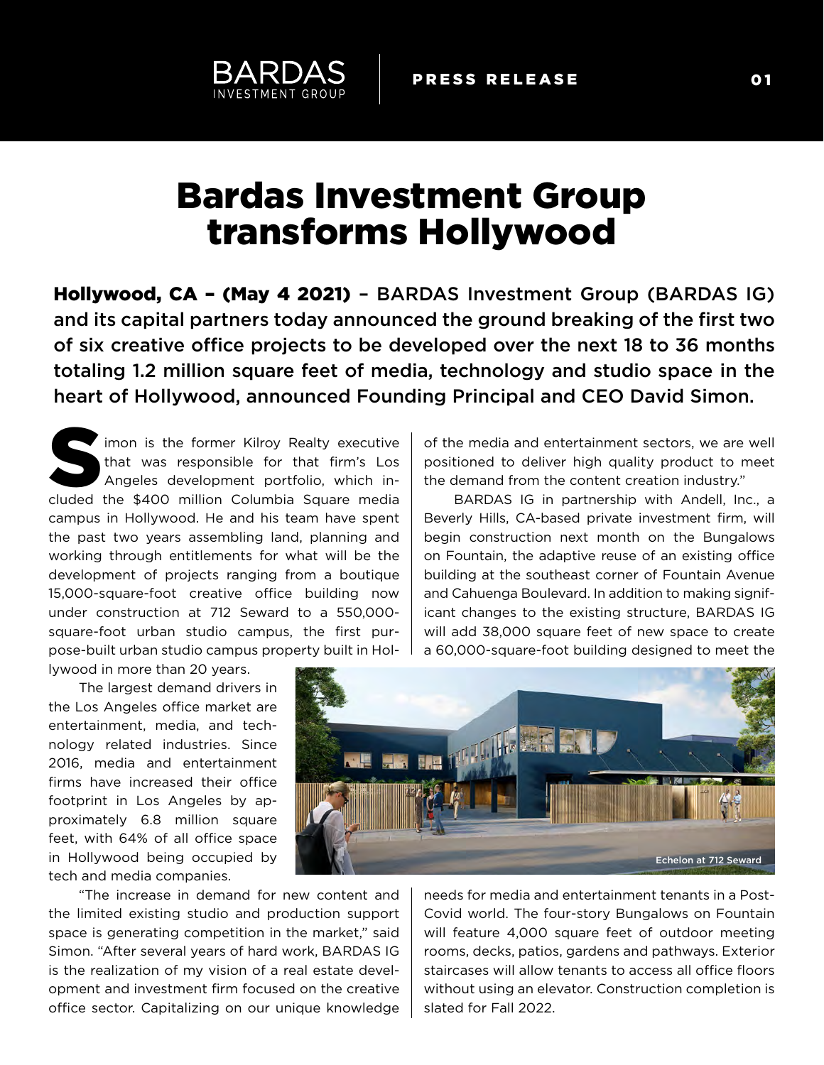# Bardas Investment Group transforms Hollywood

**Hollywood, CA – (May 4 2021)** – BARDAS Investment Group (BARDAS IG) and its capital partners today announced the ground breaking of the first two of six creative office projects to be developed over the next 18 to 36 months totaling 1.2 million square feet of media, technology and studio space in the heart of Hollywood, announced Founding Principal and CEO David Simon.

Simon is the former Kilroy Realty executive that was responsible for that firm's Los Angeles development portfolio, which included the $400 million Columbia Square media campus in Hollywood. He and his team have spent the past two years assembling land, planning and working through entitlements for what will be the development of projects ranging from a boutique 15,000-square-foot creative office building now under construction at 712 Seward to a 550,000-square-foot urban studio campus, the first purpose-built urban studio campus property built in Hollywood in more than 20 years.

The largest demand drivers in the Los Angeles office market are entertainment, media, and technology related industries. Since 2016, media and entertainment firms have increased their office footprint in Los Angeles by approximately 6.8 million square feet, with 64% of all office space in Hollywood being occupied by tech and media companies.

"The increase in demand for new content and the limited existing studio and production support space is generating competition in the market," said Simon. "After several years of hard work, BARDAS IG is the realization of my vision of a real estate development and investment firm focused on the creative office sector. Capitalizing on our unique knowledge of the media and entertainment sectors, we are well positioned to deliver high quality product to meet the demand from the content creation industry."

BARDAS IG in partnership with Andell, Inc., a Beverly Hills, CA-based private investment firm, will begin construction next month on the Bungalows on Fountain, the adaptive reuse of an existing office building at the southeast corner of Fountain Avenue and Cahuenga Boulevard. In addition to making significant changes to the existing structure, BARDAS IG will add 38,000 square feet of new space to create a 60,000-square-foot building designed to meet the needs for media and entertainment tenants in a Post-Covid world. The four-story Bungalows on Fountain will feature 4,000 square feet of outdoor meeting rooms, decks, patios, gardens and pathways. Exterior staircases will allow tenants to access all office floors without using an elevator. Construction completion is slated for Fall 2022.

Echelon at 712 Seward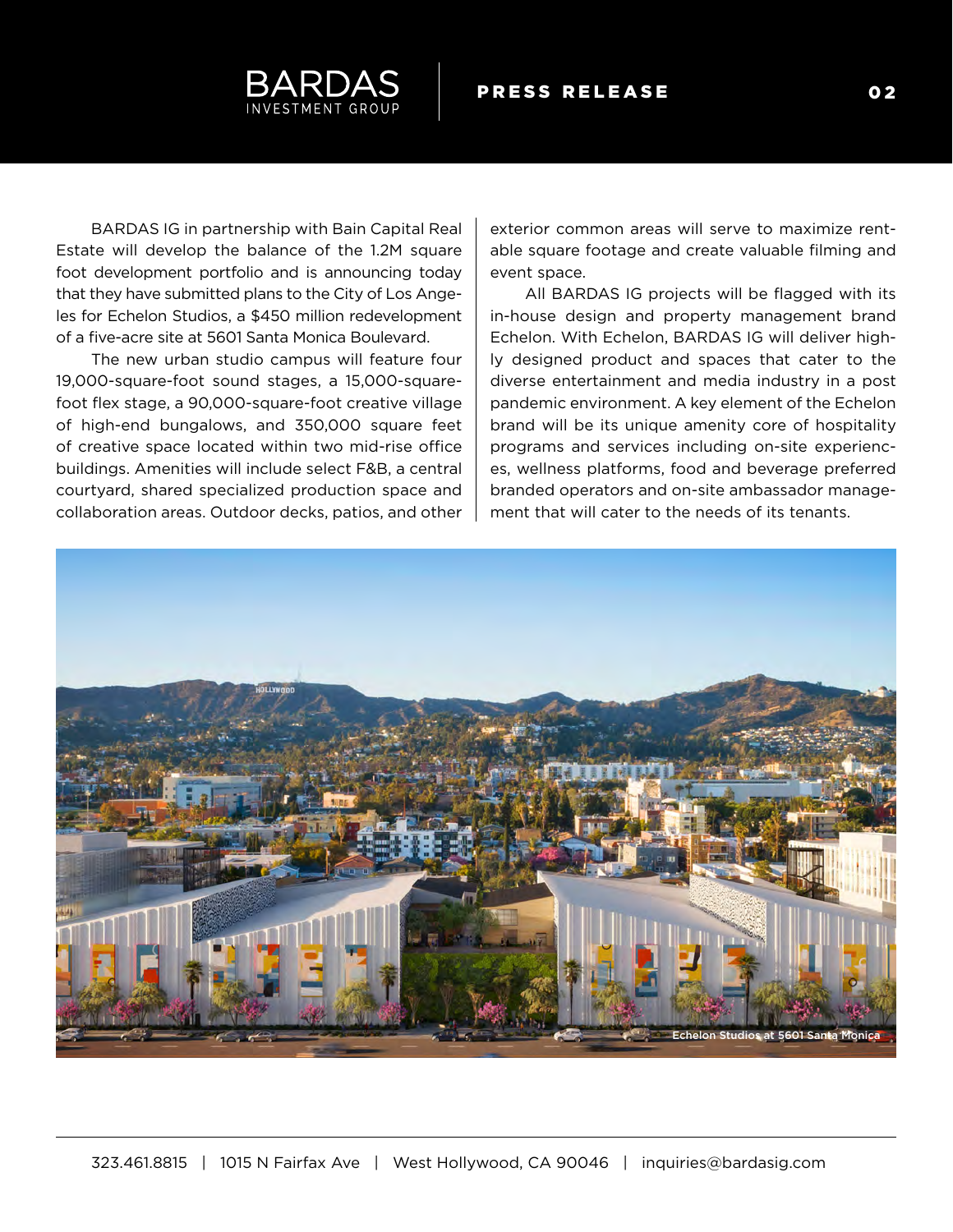BARDAS IG in partnership with Bain Capital Real Estate will develop the balance of the 1.2M square foot development portfolio and is announcing today that they have submitted plans to the City of Los Angeles for Echelon Studios, a $450 million redevelopment of a five-acre site at 5601 Santa Monica Boulevard.

The new urban studio campus will feature four 19,000-square-foot sound stages, a 15,000-square-foot flex stage, a 90,000-square-foot creative village of high-end bungalows, and 350,000 square feet of creative space located within two mid-rise office buildings. Amenities will include select F&B, a central courtyard, shared specialized production space and collaboration areas. Outdoor decks, patios, and other exterior common areas will serve to maximize rentable square footage and create valuable filming and event space.

All BARDAS IG projects will be flagged with its in-house design and property management brand Echelon. With Echelon, BARDAS IG will deliver highly designed product and spaces that cater to the diverse entertainment and media industry in a post pandemic environment. A key element of the Echelon brand will be its unique amenity core of hospitality programs and services including on-site experiences, wellness platforms, food and beverage preferred branded operators and on-site ambassador management that will cater to the needs of its tenants.

Echelon Studios at 5601 Santa Monica

323.461.8815 | 1015 N Fairfax Ave | West Hollywood, CA 90046 | inquiries@bardasig.com